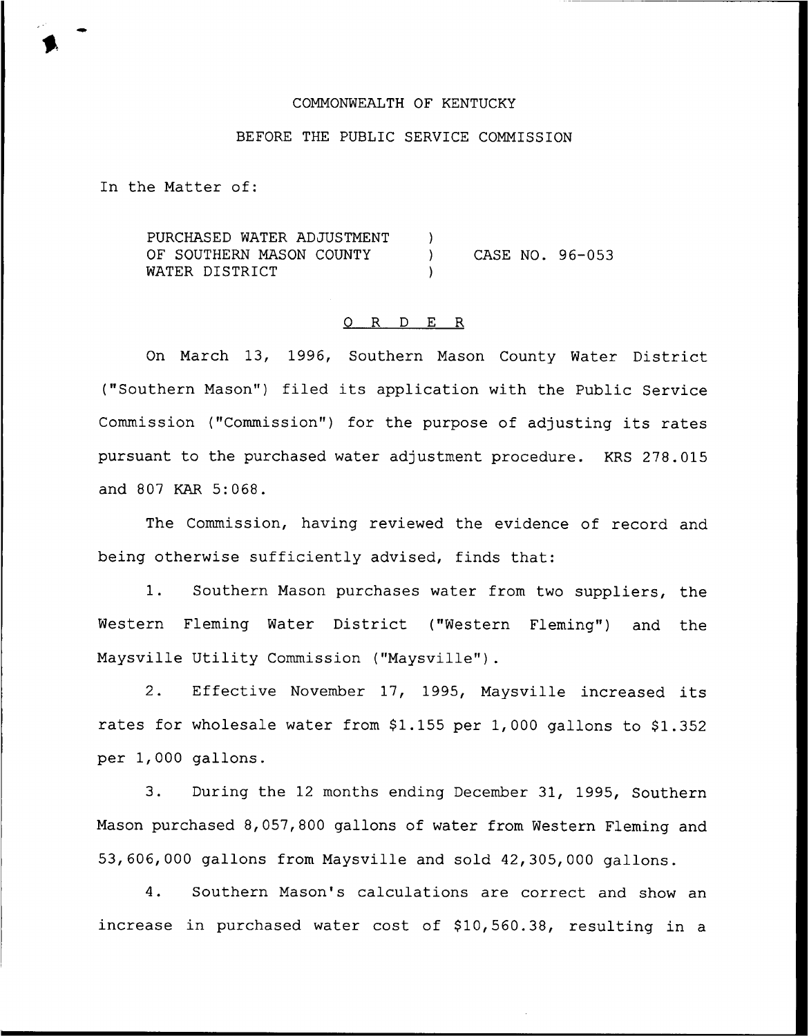COMMONWEALTH OF KENTUCKY

BEFORE THE PUBLIC SERVICE COMMISSION

In the Matter of:

PURCHASED WATER ADJUSTMENT OF SOUTHERN MASON COUNTY WATER DISTRICT ) CASE NO. 96-053

## ORDER

On March 13, 1996, Southern Mason County Water District ("Southern Mason") filed its application with the Public Service Commission ("Commission") for the purpose of adjusting its rates pursuant to the purchased water adjustment procedure. KRS 278.015 and 807 KAR 5:068.

The Commission, having reviewed the evidence of record and being otherwise sufficiently advised, finds that:

1. Southern Mason purchases water from two suppliers, the Western Fleming Water District ("Western Fleming") and the Maysville Utility Commission ("Maysville").

2. Effective November 17, 1995, Maysville increased its rates for wholesale water from $1.155 per 1,000 gallons to $1.352 per 1,000 gallons.

3. During the 12 months ending December 31, 1995, Southern Mason purchased 8,057,800 gallons of water from Western Fleming and 53,606,000 gallons from Maysville and sold 42,305,000 gallons.

4. Southern Mason's calculations are correct and show an increase in purchased water cost of $10,560.38, resulting in a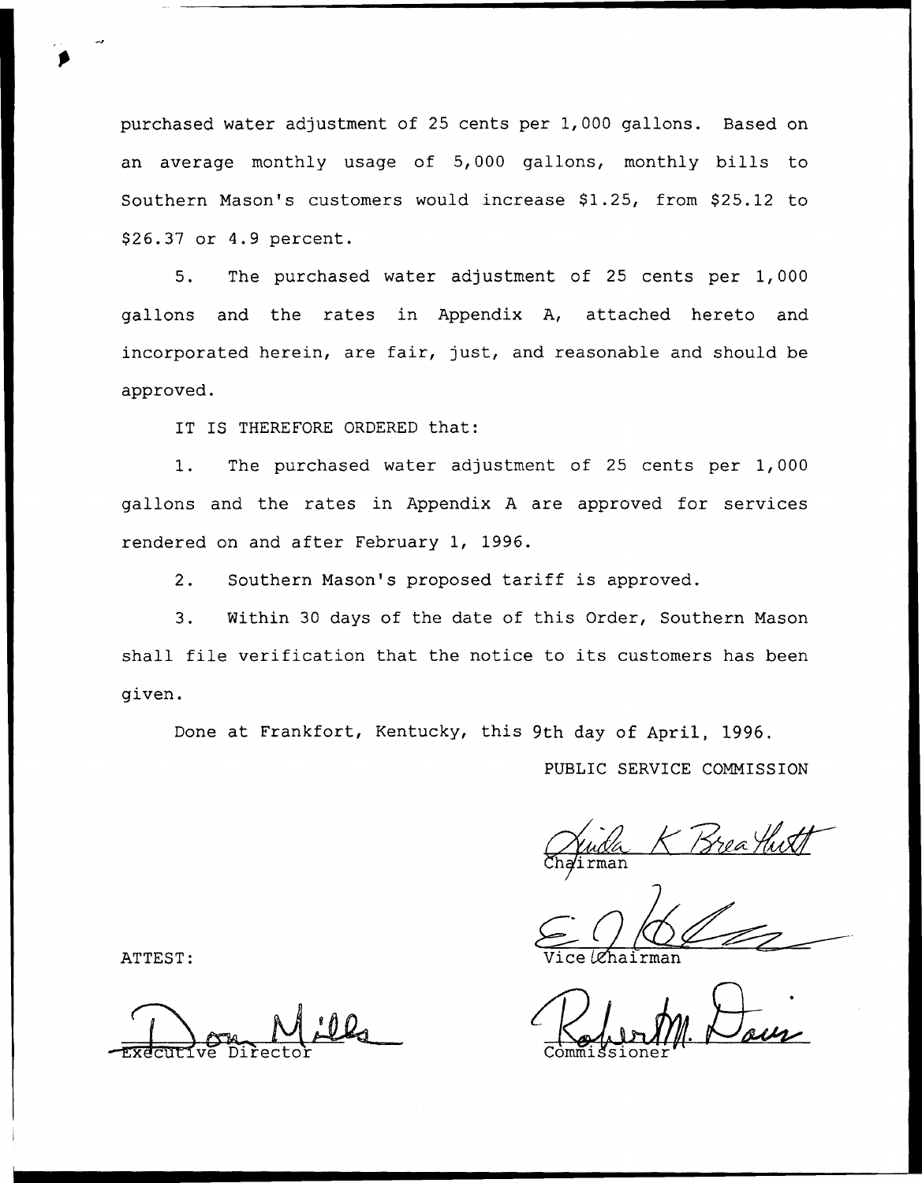purchased water adjustment of 25 cents per 1,000 gallons. Based on an average monthly usage of 5,000 gallons, monthly bills to Southern Mason's customers would increase $1.25, from $25.12 to $26.37 or 4.9 percent.

5. The purchased water adjustment of 25 cents per 1,000 gallons and the rates in Appendix A, attached hereto and incorporated herein, are fair, just, and reasonable and should be approved.

IT IS THEREFORE ORDERED that:

1. The purchased water adjustment of 25 cents per 1,000 gallons and the rates in Appendix A are approved for services rendered on and after February 1, 1996.

2. Southern Mason's proposed tariff is approved.

3. Within 30 days of the date of this Order, Southern Mason shall file verification that the notice to its customers has been given.

Done at Frankfort, Kentucky, this 9th day of April, 1996.

PUBLIC SERVICE COMMISSION

Linda K Breathitt
Chairman

Vice Chairman

Robert M. Davis
Commissioner

ATTEST:

Don Mills
Executive Director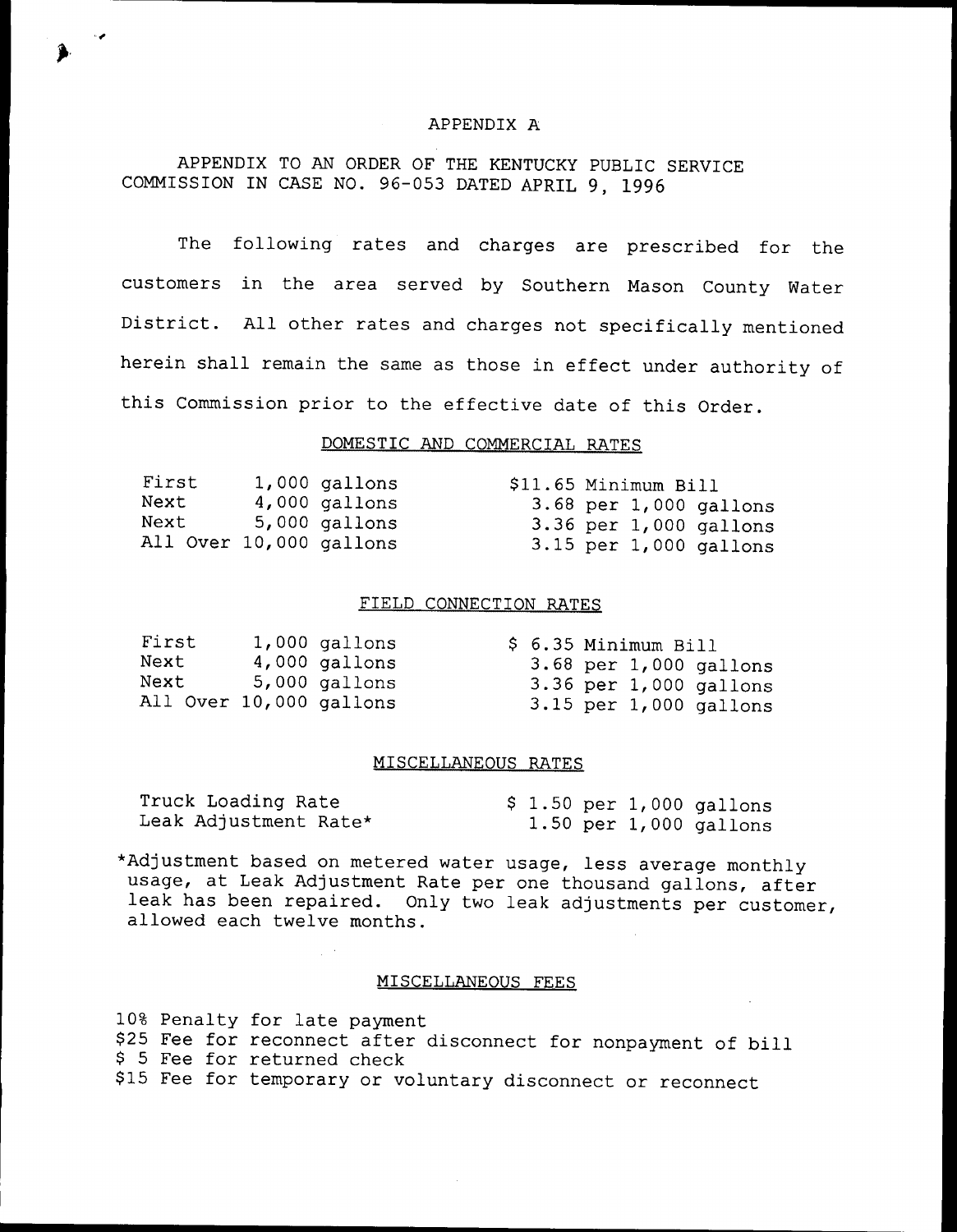# APPENDIX A

APPENDIX TO AN ORDER OF THE KENTUCKY PUBLIC SERVICE COMMISSION IN CASE NO. 96-053 DATED APRIL 9, 1996

The following rates and charges are prescribed for the customers in the area served by Southern Mason County Water District. All other rates and charges not specifically mentioned herein shall remain the same as those in effect under authority of this Commission prior to the effective date of this Order.

## DOMESTIC AND COMMERCIAL RATES

| | | |
|---|---|---|
| First | 1,000 gallons | $11.65 Minimum Bill |
| Next | 4,000 gallons | 3.68 per 1,000 gallons |
| Next | 5,000 gallons | 3.36 per 1,000 gallons |
| All Over | 10,000 gallons | 3.15 per 1,000 gallons |

## FIELD CONNECTION RATES

| | | |
|---|---|---|
| First | 1,000 gallons | $ 6.35 Minimum Bill |
| Next | 4,000 gallons | 3.68 per 1,000 gallons |
| Next | 5,000 gallons | 3.36 per 1,000 gallons |
| All Over | 10,000 gallons | 3.15 per 1,000 gallons |

## MISCELLANEOUS RATES

| | |
|---|---|
| Truck Loading Rate | $ 1.50 per 1,000 gallons |
| Leak Adjustment Rate* | 1.50 per 1,000 gallons |

*Adjustment based on metered water usage, less average monthly usage, at Leak Adjustment Rate per one thousand gallons, after leak has been repaired. Only two leak adjustments per customer, allowed each twelve months.

## MISCELLANEOUS FEES

10% Penalty for late payment
$25 Fee for reconnect after disconnect for nonpayment of bill
$ 5 Fee for returned check
$15 Fee for temporary or voluntary disconnect or reconnect